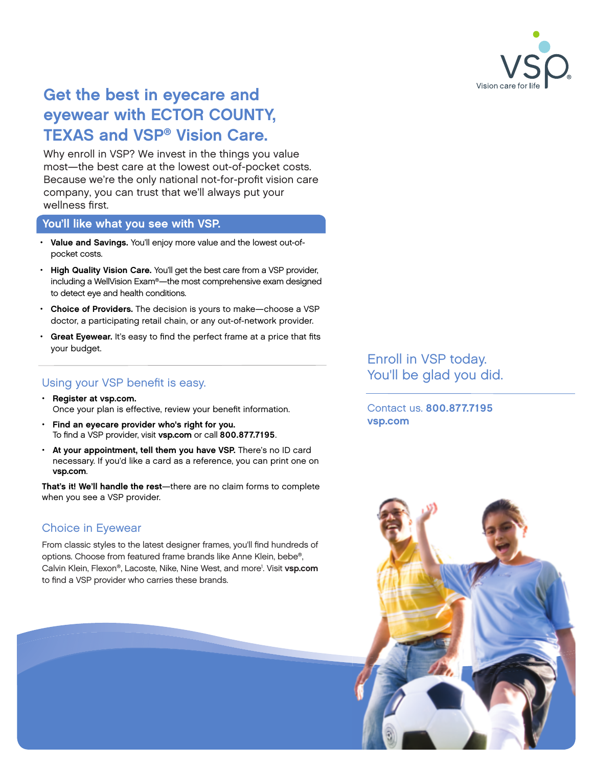# Get the best in eyecare and eyewear with ECTOR COUNTY, TEXAS and VSP® Vision Care.

Why enroll in VSP? We invest in the things you value most—the best care at the lowest out-of-pocket costs. Because we're the only national not-for-profit vision care company, you can trust that we'll always put your wellness first.

## You'll like what you see with VSP.

- **Value and Savings.** You'll enjoy more value and the lowest out-of-pocket costs.
- **High Quality Vision Care.** You'll get the best care from a VSP provider, including a WellVision Exam®—the most comprehensive exam designed to detect eye and health conditions.
- **Choice of Providers.** The decision is yours to make—choose a VSP doctor, a participating retail chain, or any out-of-network provider.
- **Great Eyewear.** It's easy to find the perfect frame at a price that fits your budget.

## Using your VSP benefit is easy.

- **Register at vsp.com.**
  Once your plan is effective, review your benefit information.
- **Find an eyecare provider who's right for you.**
  To find a VSP provider, visit **vsp.com** or call **800.877.7195**.
- **At your appointment, tell them you have VSP.** There's no ID card necessary. If you'd like a card as a reference, you can print one on **vsp.com**.

**That's it! We'll handle the rest**—there are no claim forms to complete when you see a VSP provider.

## Choice in Eyewear

From classic styles to the latest designer frames, you'll find hundreds of options. Choose from featured frame brands like Anne Klein, bebe®, Calvin Klein, Flexon®, Lacoste, Nike, Nine West, and more[1]. Visit **vsp.com** to find a VSP provider who carries these brands.

## Enroll in VSP today. You'll be glad you did.

Contact us. **800.877.7195**
**vsp.com**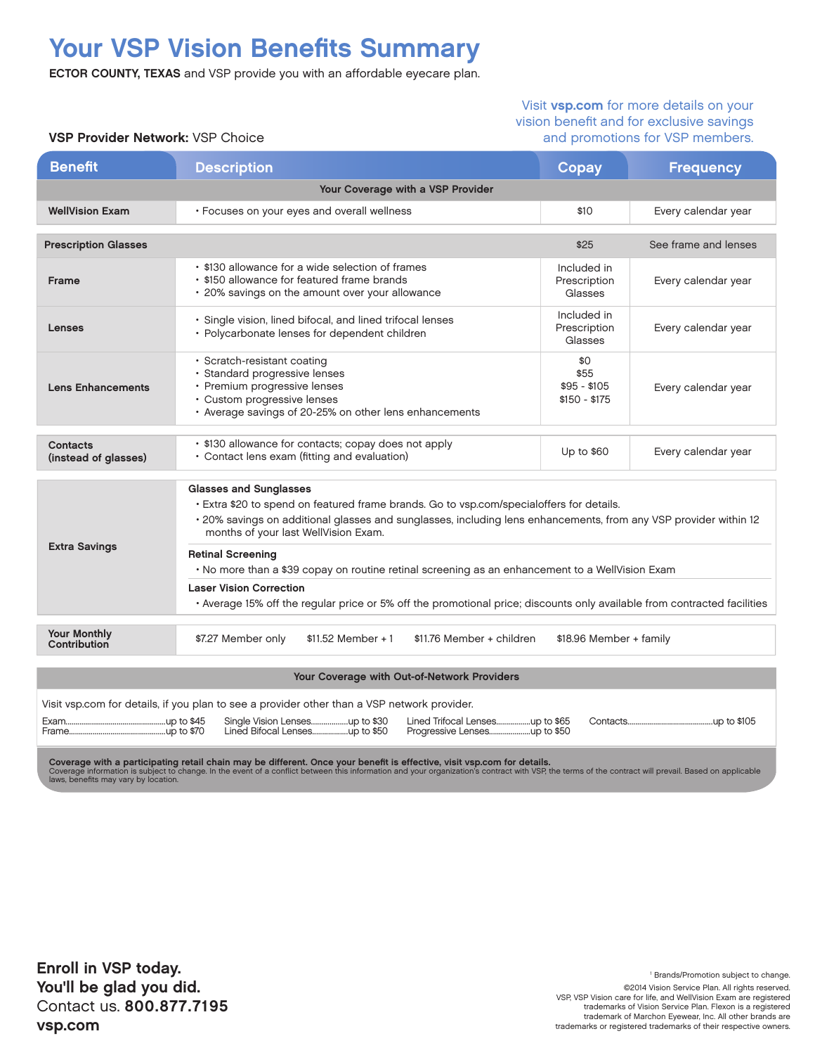# Your VSP Vision Benefits Summary

**ECTOR COUNTY, TEXAS** and VSP provide you with an affordable eyecare plan.

Visit **vsp.com** for more details on your vision benefit and for exclusive savings and promotions for VSP members.

**VSP Provider Network:** VSP Choice

| Benefit | Description | Copay | Frequency |
|---|---|---|---|
| | **Your Coverage with a VSP Provider** | | |
| **WellVision Exam** | • Focuses on your eyes and overall wellness | $10 | Every calendar year |
| **Prescription Glasses** | | $25 | See frame and lenses |
| **Frame** | • $130 allowance for a wide selection of frames<br>• $150 allowance for featured frame brands<br>• 20% savings on the amount over your allowance | Included in Prescription Glasses | Every calendar year |
| **Lenses** | • Single vision, lined bifocal, and lined trifocal lenses<br>• Polycarbonate lenses for dependent children | Included in Prescription Glasses | Every calendar year |
| **Lens Enhancements** | • Scratch-resistant coating<br>• Standard progressive lenses<br>• Premium progressive lenses<br>• Custom progressive lenses<br>• Average savings of 20-25% on other lens enhancements | $0<br>$55<br>$95 - $105<br>$150 - $175 | Every calendar year |
| **Contacts (instead of glasses)** | • $130 allowance for contacts; copay does not apply<br>• Contact lens exam (fitting and evaluation) | Up to $60 | Every calendar year |
| **Extra Savings** | **Glasses and Sunglasses**<br>• Extra $20 to spend on featured frame brands. Go to vsp.com/specialoffers for details.<br>• 20% savings on additional glasses and sunglasses, including lens enhancements, from any VSP provider within 12 months of your last WellVision Exam.<br>**Retinal Screening**<br>• No more than a $39 copay on routine retinal screening as an enhancement to a WellVision Exam<br>**Laser Vision Correction**<br>• Average 15% off the regular price or 5% off the promotional price; discounts only available from contracted facilities | | |
| **Your Monthly Contribution** | $7.27 Member only &nbsp; $11.52 Member + 1 &nbsp; $11.76 Member + children &nbsp; $18.96 Member + family | | |

### Your Coverage with Out-of-Network Providers

Visit vsp.com for details, if you plan to see a provider other than a VSP network provider.

| | | | |
|---|---|---|---|
| Exam....up to $45 | Single Vision Lenses....up to $30 | Lined Trifocal Lenses....up to $65 | Contacts....up to $105 |
| Frame....up to $70 | Lined Bifocal Lenses....up to $50 | Progressive Lenses....up to $50 | |

**Coverage with a participating retail chain may be different. Once your benefit is effective, visit vsp.com for details.**
Coverage information is subject to change. In the event of a conflict between this information and your organization's contract with VSP, the terms of the contract will prevail. Based on applicable laws, benefits may vary by location.

**Enroll in VSP today.**
**You'll be glad you did.**
Contact us. **800.877.7195**
**vsp.com**

[1] Brands/Promotion subject to change.
©2014 Vision Service Plan. All rights reserved.
VSP, VSP Vision care for life, and WellVision Exam are registered trademarks of Vision Service Plan. Flexon is a registered trademark of Marchon Eyewear, Inc. All other brands are trademarks or registered trademarks of their respective owners.